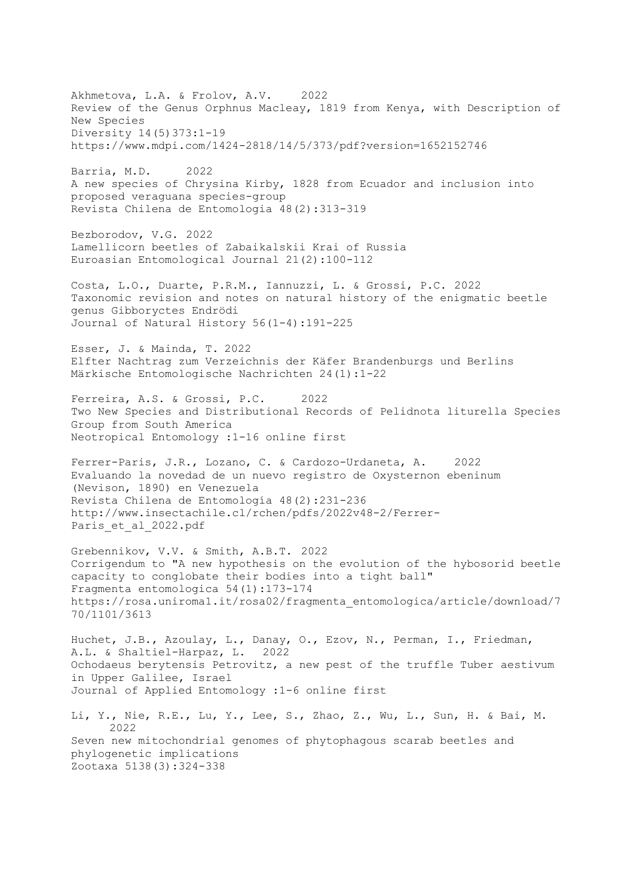Akhmetova, L.A. & Frolov, A.V. 2022
Review of the Genus Orphnus Macleay, 1819 from Kenya, with Description of New Species
Diversity 14(5)373:1-19
https://www.mdpi.com/1424-2818/14/5/373/pdf?version=1652152746

Barria, M.D. 2022
A new species of Chrysina Kirby, 1828 from Ecuador and inclusion into proposed veraguana species-group
Revista Chilena de Entomologia 48(2):313-319

Bezborodov, V.G. 2022
Lamellicorn beetles of Zabaikalskii Krai of Russia
Euroasian Entomological Journal 21(2):100-112

Costa, L.O., Duarte, P.R.M., Iannuzzi, L. & Grossi, P.C. 2022
Taxonomic revision and notes on natural history of the enigmatic beetle genus Gibboryctes Endrödi
Journal of Natural History 56(1-4):191-225

Esser, J. & Mainda, T. 2022
Elfter Nachtrag zum Verzeichnis der Käfer Brandenburgs und Berlins
Märkische Entomologische Nachrichten 24(1):1-22

Ferreira, A.S. & Grossi, P.C. 2022
Two New Species and Distributional Records of Pelidnota liturella Species Group from South America
Neotropical Entomology :1-16 online first

Ferrer-Paris, J.R., Lozano, C. & Cardozo-Urdaneta, A. 2022
Evaluando la novedad de un nuevo registro de Oxysternon ebeninum (Nevison, 1890) en Venezuela
Revista Chilena de Entomología 48(2):231-236
http://www.insectachile.cl/rchen/pdfs/2022v48-2/Ferrer-Paris_et_al_2022.pdf

Grebennikov, V.V. & Smith, A.B.T. 2022
Corrigendum to "A new hypothesis on the evolution of the hybosorid beetle capacity to conglobate their bodies into a tight ball"
Fragmenta entomologica 54(1):173-174
https://rosa.uniroma1.it/rosa02/fragmenta_entomologica/article/download/770/1101/3613

Huchet, J.B., Azoulay, L., Danay, O., Ezov, N., Perman, I., Friedman, A.L. & Shaltiel-Harpaz, L. 2022
Ochodaeus berytensis Petrovitz, a new pest of the truffle Tuber aestivum in Upper Galilee, Israel
Journal of Applied Entomology :1-6 online first

Li, Y., Nie, R.E., Lu, Y., Lee, S., Zhao, Z., Wu, L., Sun, H. & Bai, M. 2022
Seven new mitochondrial genomes of phytophagous scarab beetles and phylogenetic implications
Zootaxa 5138(3):324-338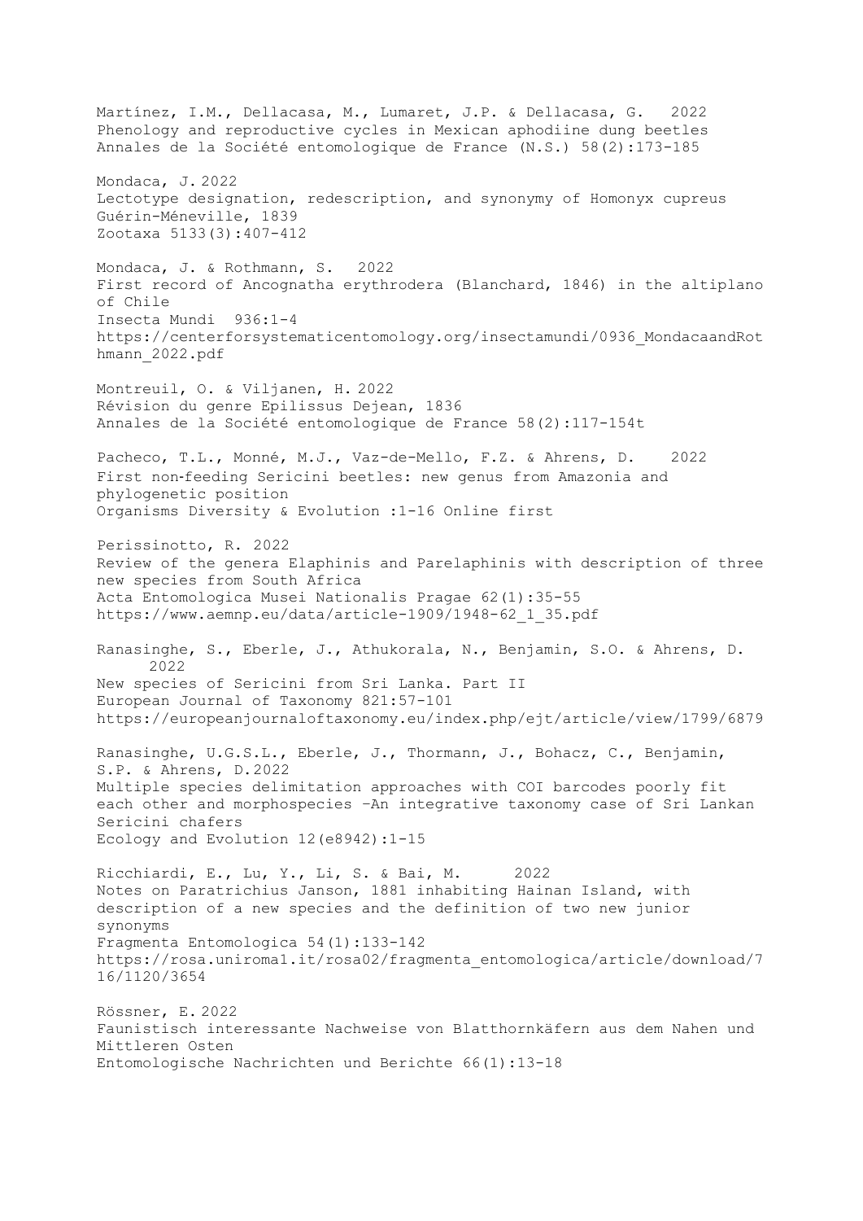Martínez, I.M., Dellacasa, M., Lumaret, J.P. & Dellacasa, G. 2022
Phenology and reproductive cycles in Mexican aphodiine dung beetles
Annales de la Société entomologique de France (N.S.) 58(2):173-185

Mondaca, J. 2022
Lectotype designation, redescription, and synonymy of Homonyx cupreus Guérin-Méneville, 1839
Zootaxa 5133(3):407-412

Mondaca, J. & Rothmann, S. 2022
First record of Ancognatha erythrodera (Blanchard, 1846) in the altiplano of Chile
Insecta Mundi 936:1-4
https://centerforsystematicentomology.org/insectamundi/0936_MondacaandRothmann_2022.pdf

Montreuil, O. & Viljanen, H. 2022
Révision du genre Epilissus Dejean, 1836
Annales de la Société entomologique de France 58(2):117-154t

Pacheco, T.L., Monné, M.J., Vaz-de-Mello, F.Z. & Ahrens, D. 2022
First non-feeding Sericini beetles: new genus from Amazonia and phylogenetic position
Organisms Diversity & Evolution :1-16 Online first

Perissinotto, R. 2022
Review of the genera Elaphinis and Parelaphinis with description of three new species from South Africa
Acta Entomologica Musei Nationalis Pragae 62(1):35-55
https://www.aemnp.eu/data/article-1909/1948-62_1_35.pdf

Ranasinghe, S., Eberle, J., Athukorala, N., Benjamin, S.O. & Ahrens, D. 2022
New species of Sericini from Sri Lanka. Part II
European Journal of Taxonomy 821:57-101
https://europeanjournaloftaxonomy.eu/index.php/ejt/article/view/1799/6879

Ranasinghe, U.G.S.L., Eberle, J., Thormann, J., Bohacz, C., Benjamin, S.P. & Ahrens, D. 2022
Multiple species delimitation approaches with COI barcodes poorly fit each other and morphospecies –An integrative taxonomy case of Sri Lankan Sericini chafers
Ecology and Evolution 12(e8942):1-15

Ricchiardi, E., Lu, Y., Li, S. & Bai, M. 2022
Notes on Paratrichius Janson, 1881 inhabiting Hainan Island, with description of a new species and the definition of two new junior synonyms
Fragmenta Entomologica 54(1):133-142
https://rosa.uniroma1.it/rosa02/fragmenta_entomologica/article/download/716/1120/3654

Rössner, E. 2022
Faunistisch interessante Nachweise von Blatthornkäfern aus dem Nahen und Mittleren Osten
Entomologische Nachrichten und Berichte 66(1):13-18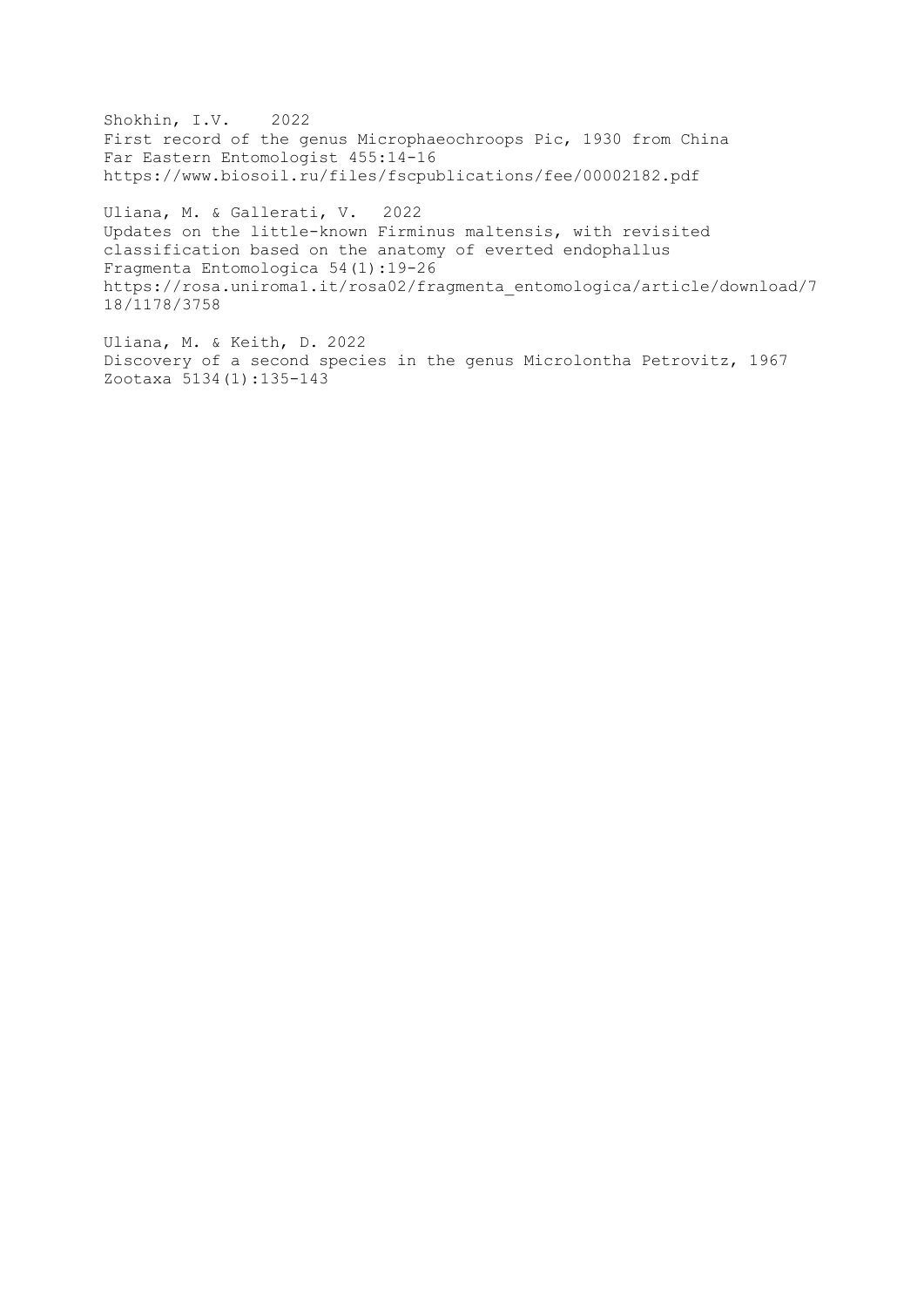Shokhin, I.V. 2022
First record of the genus Microphaeochroops Pic, 1930 from China
Far Eastern Entomologist 455:14-16
https://www.biosoil.ru/files/fscpublications/fee/00002182.pdf

Uliana, M. & Gallerati, V. 2022
Updates on the little-known Firminus maltensis, with revisited classification based on the anatomy of everted endophallus
Fragmenta Entomologica 54(1):19-26
https://rosa.uniroma1.it/rosa02/fragmenta_entomologica/article/download/718/1178/3758

Uliana, M. & Keith, D. 2022
Discovery of a second species in the genus Microlontha Petrovitz, 1967
Zootaxa 5134(1):135-143